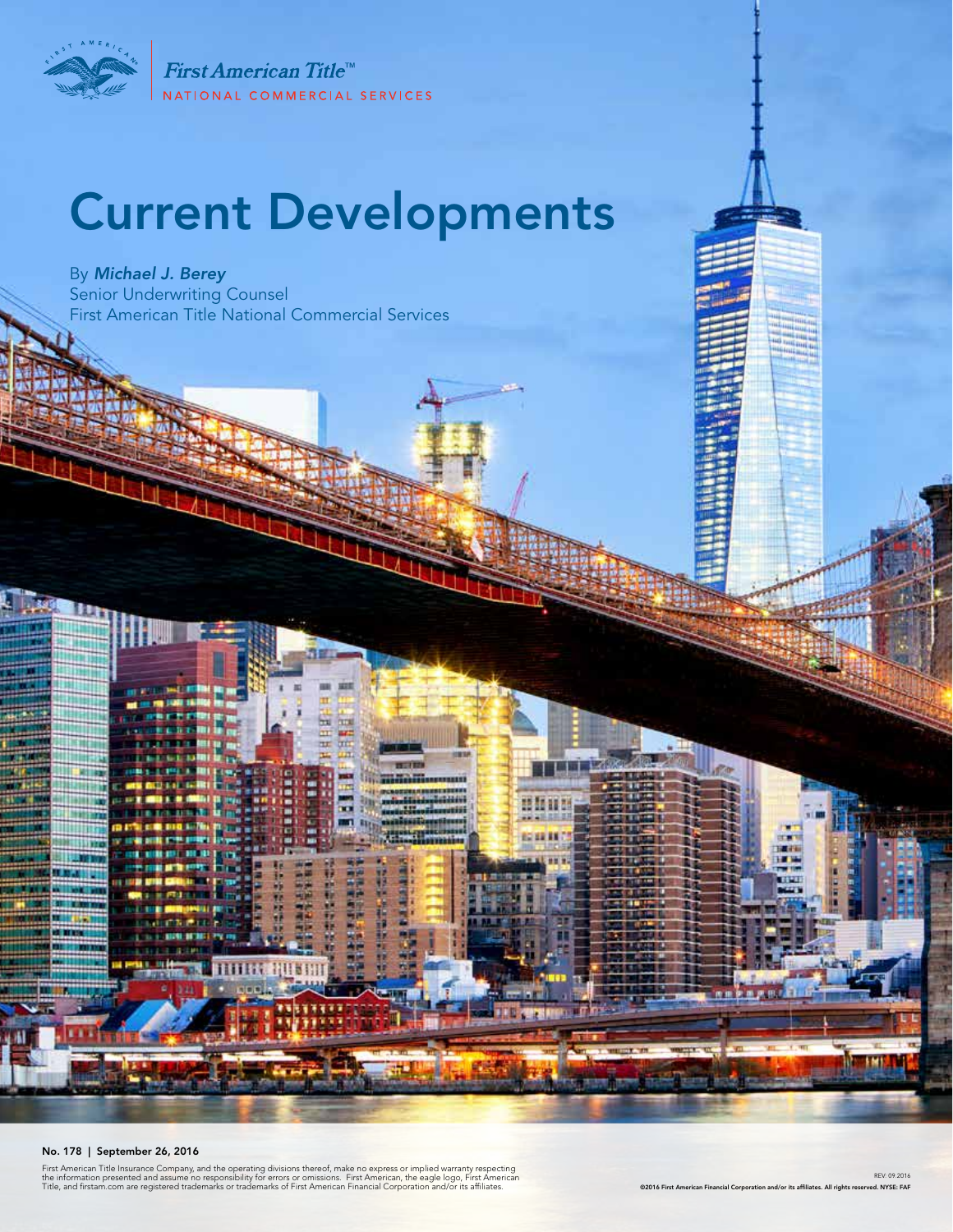First American Title™
NATIONAL COMMERCIAL SERVICES

# Current Developments

By ***Michael J. Berey***
Senior Underwriting Counsel
First American Title National Commercial Services

**No. 178 | September 26, 2016**

First American Title Insurance Company, and the operating divisions thereof, make no express or implied warranty respecting the information presented and assume no responsibility for errors or omissions. First American, the eagle logo, First American Title, and firstam.com are registered trademarks or trademarks of First American Financial Corporation and/or its affiliates.

REV. 09.2016

**©2016 First American Financial Corporation and/or its affiliates. All rights reserved. NYSE: FAF**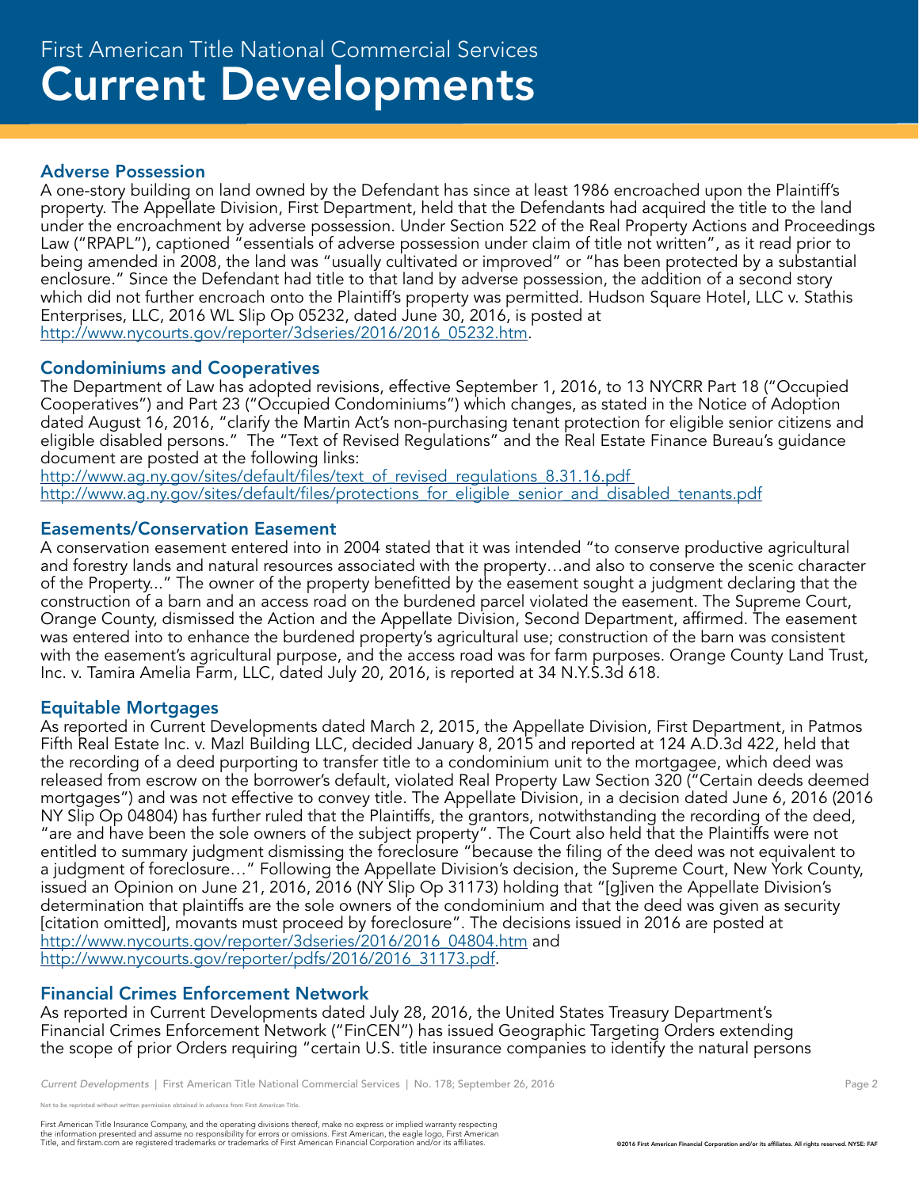# First American Title National Commercial Services
# Current Developments

## Adverse Possession

A one-story building on land owned by the Defendant has since at least 1986 encroached upon the Plaintiff's property. The Appellate Division, First Department, held that the Defendants had acquired the title to the land under the encroachment by adverse possession. Under Section 522 of the Real Property Actions and Proceedings Law ("RPAPL"), captioned "essentials of adverse possession under claim of title not written", as it read prior to being amended in 2008, the land was "usually cultivated or improved" or "has been protected by a substantial enclosure." Since the Defendant had title to that land by adverse possession, the addition of a second story which did not further encroach onto the Plaintiff's property was permitted. Hudson Square Hotel, LLC v. Stathis Enterprises, LLC, 2016 WL Slip Op 05232, dated June 30, 2016, is posted at http://www.nycourts.gov/reporter/3dseries/2016/2016_05232.htm.

## Condominiums and Cooperatives

The Department of Law has adopted revisions, effective September 1, 2016, to 13 NYCRR Part 18 ("Occupied Cooperatives") and Part 23 ("Occupied Condominiums") which changes, as stated in the Notice of Adoption dated August 16, 2016, "clarify the Martin Act's non-purchasing tenant protection for eligible senior citizens and eligible disabled persons." The "Text of Revised Regulations" and the Real Estate Finance Bureau's guidance document are posted at the following links:

http://www.ag.ny.gov/sites/default/files/text_of_revised_regulations_8.31.16.pdf
http://www.ag.ny.gov/sites/default/files/protections_for_eligible_senior_and_disabled_tenants.pdf

## Easements/Conservation Easement

A conservation easement entered into in 2004 stated that it was intended "to conserve productive agricultural and forestry lands and natural resources associated with the property…and also to conserve the scenic character of the Property..." The owner of the property benefitted by the easement sought a judgment declaring that the construction of a barn and an access road on the burdened parcel violated the easement. The Supreme Court, Orange County, dismissed the Action and the Appellate Division, Second Department, affirmed. The easement was entered into to enhance the burdened property's agricultural use; construction of the barn was consistent with the easement's agricultural purpose, and the access road was for farm purposes. Orange County Land Trust, Inc. v. Tamira Amelia Farm, LLC, dated July 20, 2016, is reported at 34 N.Y.S.3d 618.

## Equitable Mortgages

As reported in Current Developments dated March 2, 2015, the Appellate Division, First Department, in Patmos Fifth Real Estate Inc. v. Mazl Building LLC, decided January 8, 2015 and reported at 124 A.D.3d 422, held that the recording of a deed purporting to transfer title to a condominium unit to the mortgagee, which deed was released from escrow on the borrower's default, violated Real Property Law Section 320 ("Certain deeds deemed mortgages") and was not effective to convey title. The Appellate Division, in a decision dated June 6, 2016 (2016 NY Slip Op 04804) has further ruled that the Plaintiffs, the grantors, notwithstanding the recording of the deed, "are and have been the sole owners of the subject property". The Court also held that the Plaintiffs were not entitled to summary judgment dismissing the foreclosure "because the filing of the deed was not equivalent to a judgment of foreclosure…" Following the Appellate Division's decision, the Supreme Court, New York County, issued an Opinion on June 21, 2016, 2016 (NY Slip Op 31173) holding that "[g]iven the Appellate Division's determination that plaintiffs are the sole owners of the condominium and that the deed was given as security [citation omitted], movants must proceed by foreclosure". The decisions issued in 2016 are posted at http://www.nycourts.gov/reporter/3dseries/2016/2016_04804.htm and http://www.nycourts.gov/reporter/pdfs/2016/2016_31173.pdf.

## Financial Crimes Enforcement Network

As reported in Current Developments dated July 28, 2016, the United States Treasury Department's Financial Crimes Enforcement Network ("FinCEN") has issued Geographic Targeting Orders extending the scope of prior Orders requiring "certain U.S. title insurance companies to identify the natural persons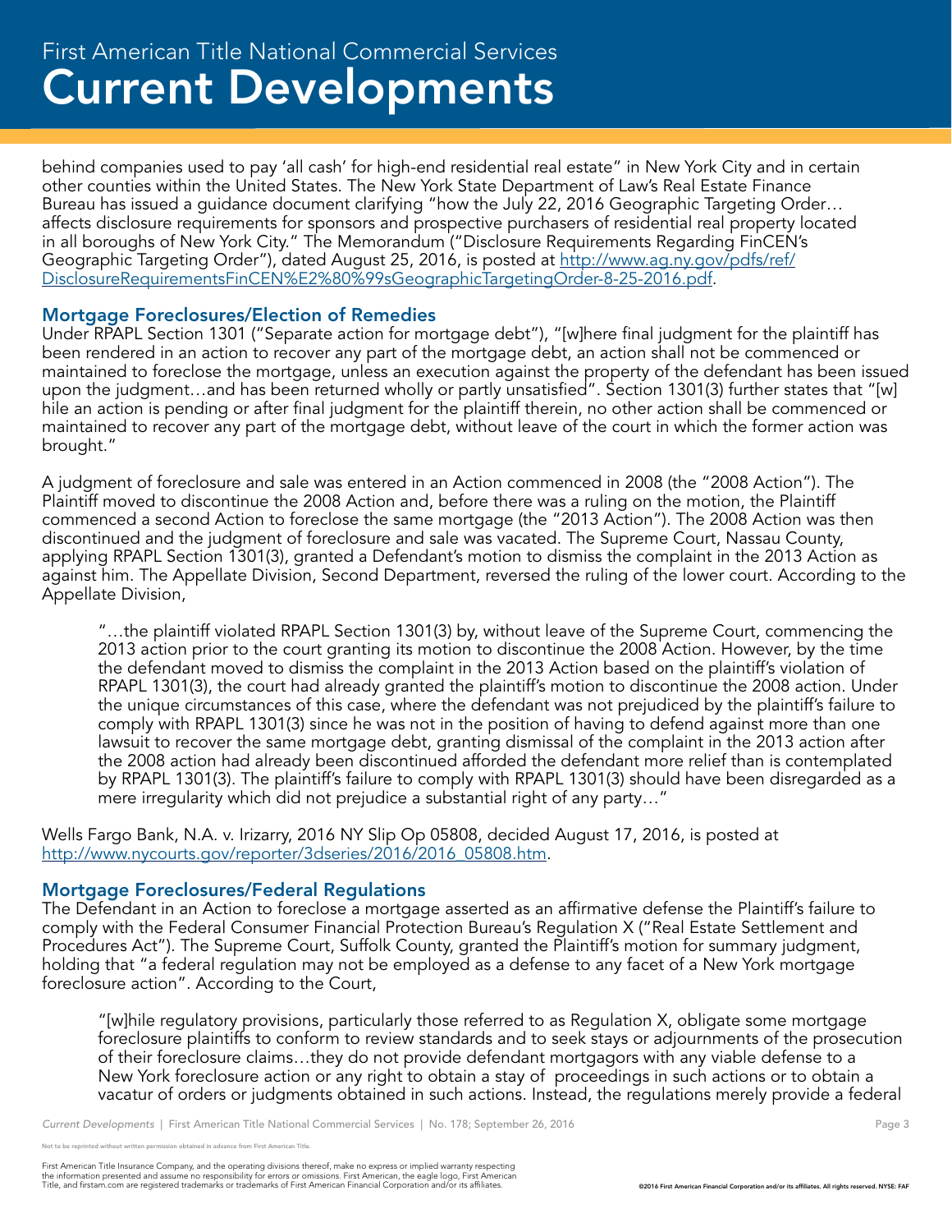behind companies used to pay 'all cash' for high-end residential real estate" in New York City and in certain other counties within the United States. The New York State Department of Law's Real Estate Finance Bureau has issued a guidance document clarifying "how the July 22, 2016 Geographic Targeting Order… affects disclosure requirements for sponsors and prospective purchasers of residential real property located in all boroughs of New York City." The Memorandum ("Disclosure Requirements Regarding FinCEN's Geographic Targeting Order"), dated August 25, 2016, is posted at http://www.ag.ny.gov/pdfs/ref/DisclosureRequirementsFinCEN%E2%80%99sGeographicTargetingOrder-8-25-2016.pdf.

## Mortgage Foreclosures/Election of Remedies

Under RPAPL Section 1301 ("Separate action for mortgage debt"), "[w]here final judgment for the plaintiff has been rendered in an action to recover any part of the mortgage debt, an action shall not be commenced or maintained to foreclose the mortgage, unless an execution against the property of the defendant has been issued upon the judgment…and has been returned wholly or partly unsatisfied". Section 1301(3) further states that "[w]hile an action is pending or after final judgment for the plaintiff therein, no other action shall be commenced or maintained to recover any part of the mortgage debt, without leave of the court in which the former action was brought."

A judgment of foreclosure and sale was entered in an Action commenced in 2008 (the "2008 Action"). The Plaintiff moved to discontinue the 2008 Action and, before there was a ruling on the motion, the Plaintiff commenced a second Action to foreclose the same mortgage (the "2013 Action"). The 2008 Action was then discontinued and the judgment of foreclosure and sale was vacated. The Supreme Court, Nassau County, applying RPAPL Section 1301(3), granted a Defendant's motion to dismiss the complaint in the 2013 Action as against him. The Appellate Division, Second Department, reversed the ruling of the lower court. According to the Appellate Division,

> "…the plaintiff violated RPAPL Section 1301(3) by, without leave of the Supreme Court, commencing the 2013 action prior to the court granting its motion to discontinue the 2008 Action. However, by the time the defendant moved to dismiss the complaint in the 2013 Action based on the plaintiff's violation of RPAPL 1301(3), the court had already granted the plaintiff's motion to discontinue the 2008 action. Under the unique circumstances of this case, where the defendant was not prejudiced by the plaintiff's failure to comply with RPAPL 1301(3) since he was not in the position of having to defend against more than one lawsuit to recover the same mortgage debt, granting dismissal of the complaint in the 2013 action after the 2008 action had already been discontinued afforded the defendant more relief than is contemplated by RPAPL 1301(3). The plaintiff's failure to comply with RPAPL 1301(3) should have been disregarded as a mere irregularity which did not prejudice a substantial right of any party…"

Wells Fargo Bank, N.A. v. Irizarry, 2016 NY Slip Op 05808, decided August 17, 2016, is posted at http://www.nycourts.gov/reporter/3dseries/2016/2016_05808.htm.

## Mortgage Foreclosures/Federal Regulations

The Defendant in an Action to foreclose a mortgage asserted as an affirmative defense the Plaintiff's failure to comply with the Federal Consumer Financial Protection Bureau's Regulation X ("Real Estate Settlement and Procedures Act"). The Supreme Court, Suffolk County, granted the Plaintiff's motion for summary judgment, holding that "a federal regulation may not be employed as a defense to any facet of a New York mortgage foreclosure action". According to the Court,

> "[w]hile regulatory provisions, particularly those referred to as Regulation X, obligate some mortgage foreclosure plaintiffs to conform to review standards and to seek stays or adjournments of the prosecution of their foreclosure claims…they do not provide defendant mortgagors with any viable defense to a New York foreclosure action or any right to obtain a stay of proceedings in such actions or to obtain a vacatur of orders or judgments obtained in such actions. Instead, the regulations merely provide a federal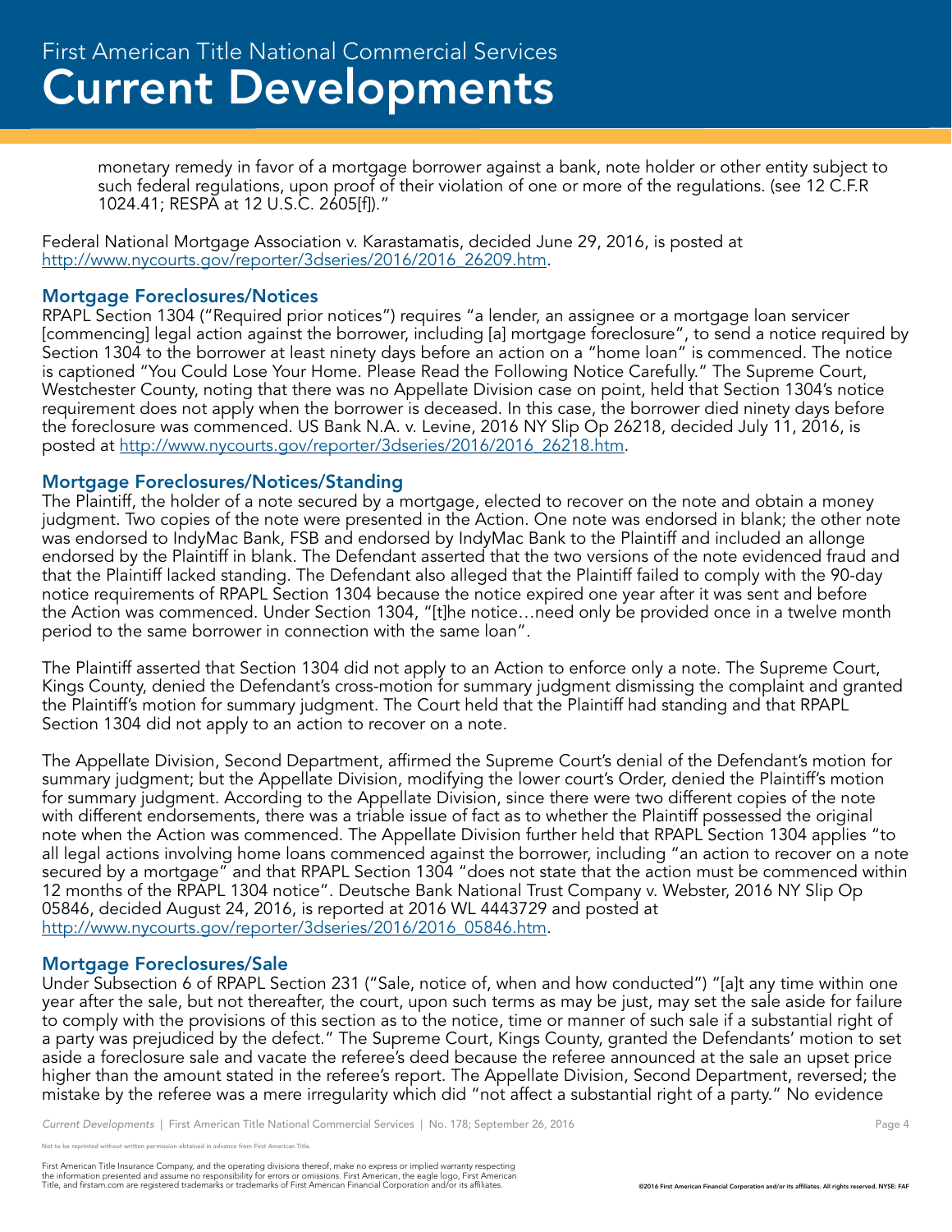monetary remedy in favor of a mortgage borrower against a bank, note holder or other entity subject to such federal regulations, upon proof of their violation of one or more of the regulations. (see 12 C.F.R 1024.41; RESPA at 12 U.S.C. 2605[f])."

Federal National Mortgage Association v. Karastamatis, decided June 29, 2016, is posted at http://www.nycourts.gov/reporter/3dseries/2016/2016_26209.htm.

### Mortgage Foreclosures/Notices

RPAPL Section 1304 ("Required prior notices") requires "a lender, an assignee or a mortgage loan servicer [commencing] legal action against the borrower, including [a] mortgage foreclosure", to send a notice required by Section 1304 to the borrower at least ninety days before an action on a "home loan" is commenced. The notice is captioned "You Could Lose Your Home. Please Read the Following Notice Carefully." The Supreme Court, Westchester County, noting that there was no Appellate Division case on point, held that Section 1304's notice requirement does not apply when the borrower is deceased. In this case, the borrower died ninety days before the foreclosure was commenced. US Bank N.A. v. Levine, 2016 NY Slip Op 26218, decided July 11, 2016, is posted at http://www.nycourts.gov/reporter/3dseries/2016/2016_26218.htm.

### Mortgage Foreclosures/Notices/Standing

The Plaintiff, the holder of a note secured by a mortgage, elected to recover on the note and obtain a money judgment. Two copies of the note were presented in the Action. One note was endorsed in blank; the other note was endorsed to IndyMac Bank, FSB and endorsed by IndyMac Bank to the Plaintiff and included an allonge endorsed by the Plaintiff in blank. The Defendant asserted that the two versions of the note evidenced fraud and that the Plaintiff lacked standing. The Defendant also alleged that the Plaintiff failed to comply with the 90-day notice requirements of RPAPL Section 1304 because the notice expired one year after it was sent and before the Action was commenced. Under Section 1304, "[t]he notice…need only be provided once in a twelve month period to the same borrower in connection with the same loan".

The Plaintiff asserted that Section 1304 did not apply to an Action to enforce only a note. The Supreme Court, Kings County, denied the Defendant's cross-motion for summary judgment dismissing the complaint and granted the Plaintiff's motion for summary judgment. The Court held that the Plaintiff had standing and that RPAPL Section 1304 did not apply to an action to recover on a note.

The Appellate Division, Second Department, affirmed the Supreme Court's denial of the Defendant's motion for summary judgment; but the Appellate Division, modifying the lower court's Order, denied the Plaintiff's motion for summary judgment. According to the Appellate Division, since there were two different copies of the note with different endorsements, there was a triable issue of fact as to whether the Plaintiff possessed the original note when the Action was commenced. The Appellate Division further held that RPAPL Section 1304 applies "to all legal actions involving home loans commenced against the borrower, including "an action to recover on a note secured by a mortgage" and that RPAPL Section 1304 "does not state that the action must be commenced within 12 months of the RPAPL 1304 notice". Deutsche Bank National Trust Company v. Webster, 2016 NY Slip Op 05846, decided August 24, 2016, is reported at 2016 WL 4443729 and posted at http://www.nycourts.gov/reporter/3dseries/2016/2016_05846.htm.

### Mortgage Foreclosures/Sale

Under Subsection 6 of RPAPL Section 231 ("Sale, notice of, when and how conducted") "[a]t any time within one year after the sale, but not thereafter, the court, upon such terms as may be just, may set the sale aside for failure to comply with the provisions of this section as to the notice, time or manner of such sale if a substantial right of a party was prejudiced by the defect." The Supreme Court, Kings County, granted the Defendants' motion to set aside a foreclosure sale and vacate the referee's deed because the referee announced at the sale an upset price higher than the amount stated in the referee's report. The Appellate Division, Second Department, reversed; the mistake by the referee was a mere irregularity which did "not affect a substantial right of a party." No evidence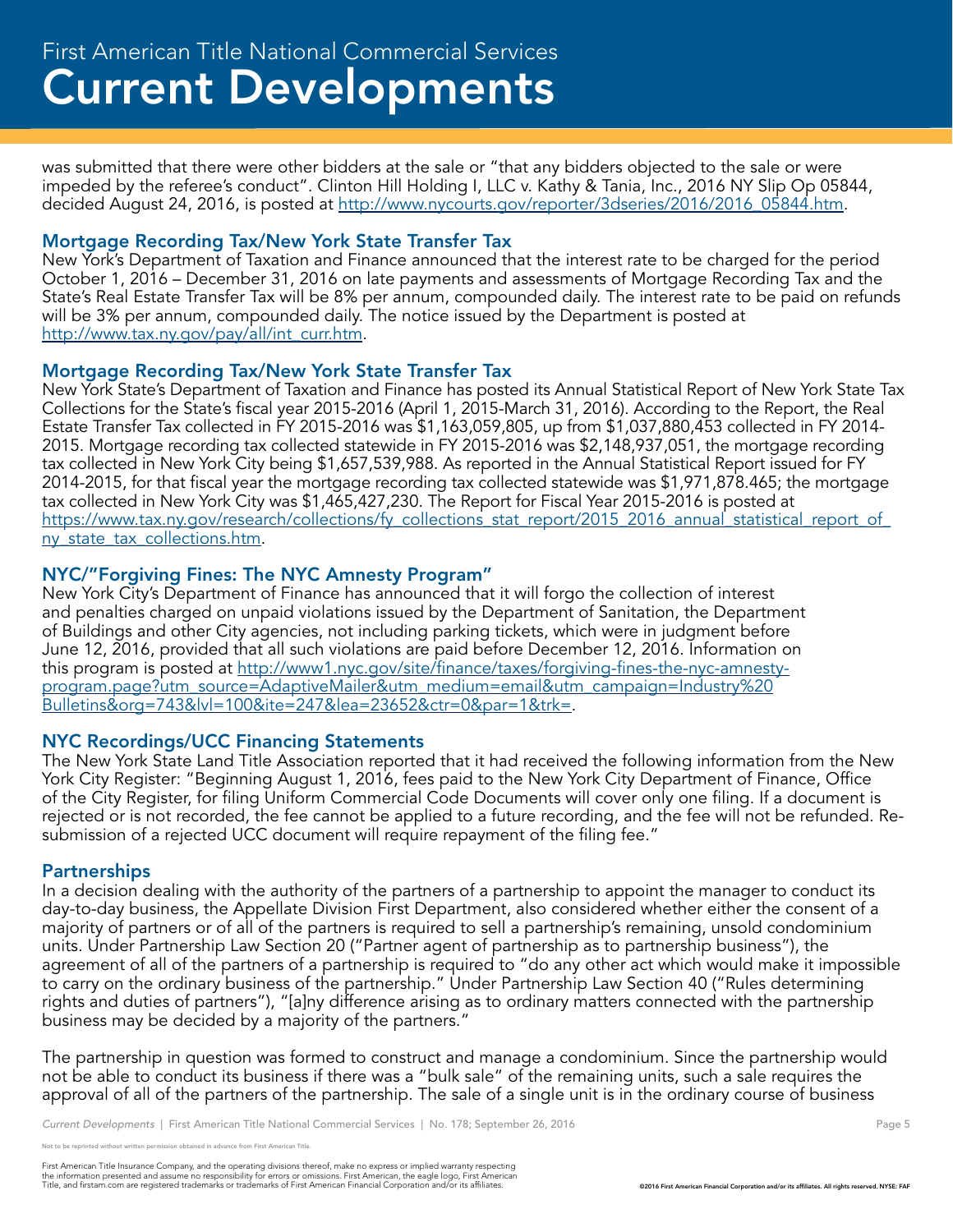was submitted that there were other bidders at the sale or "that any bidders objected to the sale or were impeded by the referee's conduct". Clinton Hill Holding I, LLC v. Kathy & Tania, Inc., 2016 NY Slip Op 05844, decided August 24, 2016, is posted at http://www.nycourts.gov/reporter/3dseries/2016/2016_05844.htm.

### Mortgage Recording Tax/New York State Transfer Tax

New York's Department of Taxation and Finance announced that the interest rate to be charged for the period October 1, 2016 – December 31, 2016 on late payments and assessments of Mortgage Recording Tax and the State's Real Estate Transfer Tax will be 8% per annum, compounded daily. The interest rate to be paid on refunds will be 3% per annum, compounded daily. The notice issued by the Department is posted at http://www.tax.ny.gov/pay/all/int_curr.htm.

### Mortgage Recording Tax/New York State Transfer Tax

New York State's Department of Taxation and Finance has posted its Annual Statistical Report of New York State Tax Collections for the State's fiscal year 2015-2016 (April 1, 2015-March 31, 2016). According to the Report, the Real Estate Transfer Tax collected in FY 2015-2016 was $1,163,059,805, up from $1,037,880,453 collected in FY 2014-2015. Mortgage recording tax collected statewide in FY 2015-2016 was $2,148,937,051, the mortgage recording tax collected in New York City being $1,657,539,988. As reported in the Annual Statistical Report issued for FY 2014-2015, for that fiscal year the mortgage recording tax collected statewide was $1,971,878.465; the mortgage tax collected in New York City was $1,465,427,230. The Report for Fiscal Year 2015-2016 is posted at https://www.tax.ny.gov/research/collections/fy_collections_stat_report/2015_2016_annual_statistical_report_of_ny_state_tax_collections.htm.

### NYC/"Forgiving Fines: The NYC Amnesty Program"

New York City's Department of Finance has announced that it will forgo the collection of interest and penalties charged on unpaid violations issued by the Department of Sanitation, the Department of Buildings and other City agencies, not including parking tickets, which were in judgment before June 12, 2016, provided that all such violations are paid before December 12, 2016. Information on this program is posted at http://www1.nyc.gov/site/finance/taxes/forgiving-fines-the-nyc-amnesty-program.page?utm_source=AdaptiveMailer&utm_medium=email&utm_campaign=Industry%20Bulletins&org=743&lvl=100&ite=247&lea=23652&ctr=0&par=1&trk=.

### NYC Recordings/UCC Financing Statements

The New York State Land Title Association reported that it had received the following information from the New York City Register: "Beginning August 1, 2016, fees paid to the New York City Department of Finance, Office of the City Register, for filing Uniform Commercial Code Documents will cover only one filing. If a document is rejected or is not recorded, the fee cannot be applied to a future recording, and the fee will not be refunded. Re-submission of a rejected UCC document will require repayment of the filing fee."

### Partnerships

In a decision dealing with the authority of the partners of a partnership to appoint the manager to conduct its day-to-day business, the Appellate Division First Department, also considered whether either the consent of a majority of partners or of all of the partners is required to sell a partnership's remaining, unsold condominium units. Under Partnership Law Section 20 ("Partner agent of partnership as to partnership business"), the agreement of all of the partners of a partnership is required to "do any other act which would make it impossible to carry on the ordinary business of the partnership." Under Partnership Law Section 40 ("Rules determining rights and duties of partners"), "[a]ny difference arising as to ordinary matters connected with the partnership business may be decided by a majority of the partners."

The partnership in question was formed to construct and manage a condominium. Since the partnership would not be able to conduct its business if there was a "bulk sale" of the remaining units, such a sale requires the approval of all of the partners of the partnership. The sale of a single unit is in the ordinary course of business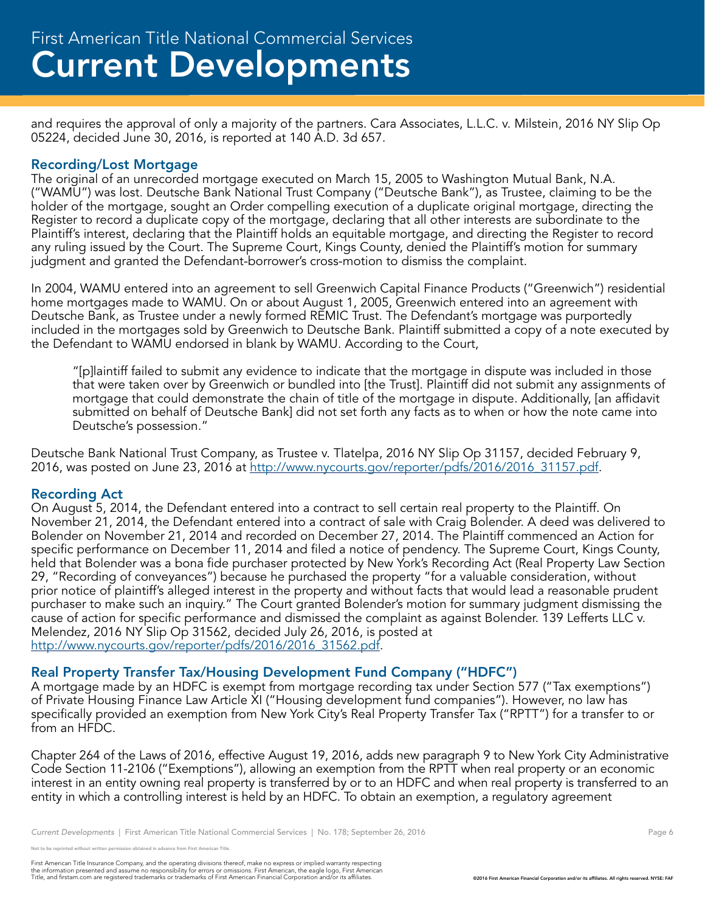and requires the approval of only a majority of the partners. Cara Associates, L.L.C. v. Milstein, 2016 NY Slip Op 05224, decided June 30, 2016, is reported at 140 A.D. 3d 657.

### Recording/Lost Mortgage

The original of an unrecorded mortgage executed on March 15, 2005 to Washington Mutual Bank, N.A. ("WAMU") was lost. Deutsche Bank National Trust Company ("Deutsche Bank"), as Trustee, claiming to be the holder of the mortgage, sought an Order compelling execution of a duplicate original mortgage, directing the Register to record a duplicate copy of the mortgage, declaring that all other interests are subordinate to the Plaintiff's interest, declaring that the Plaintiff holds an equitable mortgage, and directing the Register to record any ruling issued by the Court. The Supreme Court, Kings County, denied the Plaintiff's motion for summary judgment and granted the Defendant-borrower's cross-motion to dismiss the complaint.

In 2004, WAMU entered into an agreement to sell Greenwich Capital Finance Products ("Greenwich") residential home mortgages made to WAMU. On or about August 1, 2005, Greenwich entered into an agreement with Deutsche Bank, as Trustee under a newly formed REMIC Trust. The Defendant's mortgage was purportedly included in the mortgages sold by Greenwich to Deutsche Bank. Plaintiff submitted a copy of a note executed by the Defendant to WAMU endorsed in blank by WAMU. According to the Court,

> "[p]laintiff failed to submit any evidence to indicate that the mortgage in dispute was included in those that were taken over by Greenwich or bundled into [the Trust]. Plaintiff did not submit any assignments of mortgage that could demonstrate the chain of title of the mortgage in dispute. Additionally, [an affidavit submitted on behalf of Deutsche Bank] did not set forth any facts as to when or how the note came into Deutsche's possession."

Deutsche Bank National Trust Company, as Trustee v. Tlatelpa, 2016 NY Slip Op 31157, decided February 9, 2016, was posted on June 23, 2016 at http://www.nycourts.gov/reporter/pdfs/2016/2016_31157.pdf.

### Recording Act

On August 5, 2014, the Defendant entered into a contract to sell certain real property to the Plaintiff. On November 21, 2014, the Defendant entered into a contract of sale with Craig Bolender. A deed was delivered to Bolender on November 21, 2014 and recorded on December 27, 2014. The Plaintiff commenced an Action for specific performance on December 11, 2014 and filed a notice of pendency. The Supreme Court, Kings County, held that Bolender was a bona fide purchaser protected by New York's Recording Act (Real Property Law Section 29, "Recording of conveyances") because he purchased the property "for a valuable consideration, without prior notice of plaintiff's alleged interest in the property and without facts that would lead a reasonable prudent purchaser to make such an inquiry." The Court granted Bolender's motion for summary judgment dismissing the cause of action for specific performance and dismissed the complaint as against Bolender. 139 Lefferts LLC v. Melendez, 2016 NY Slip Op 31562, decided July 26, 2016, is posted at http://www.nycourts.gov/reporter/pdfs/2016/2016_31562.pdf.

### Real Property Transfer Tax/Housing Development Fund Company ("HDFC")

A mortgage made by an HDFC is exempt from mortgage recording tax under Section 577 ("Tax exemptions") of Private Housing Finance Law Article XI ("Housing development fund companies"). However, no law has specifically provided an exemption from New York City's Real Property Transfer Tax ("RPTT") for a transfer to or from an HFDC.

Chapter 264 of the Laws of 2016, effective August 19, 2016, adds new paragraph 9 to New York City Administrative Code Section 11-2106 ("Exemptions"), allowing an exemption from the RPTT when real property or an economic interest in an entity owning real property is transferred by or to an HDFC and when real property is transferred to an entity in which a controlling interest is held by an HDFC. To obtain an exemption, a regulatory agreement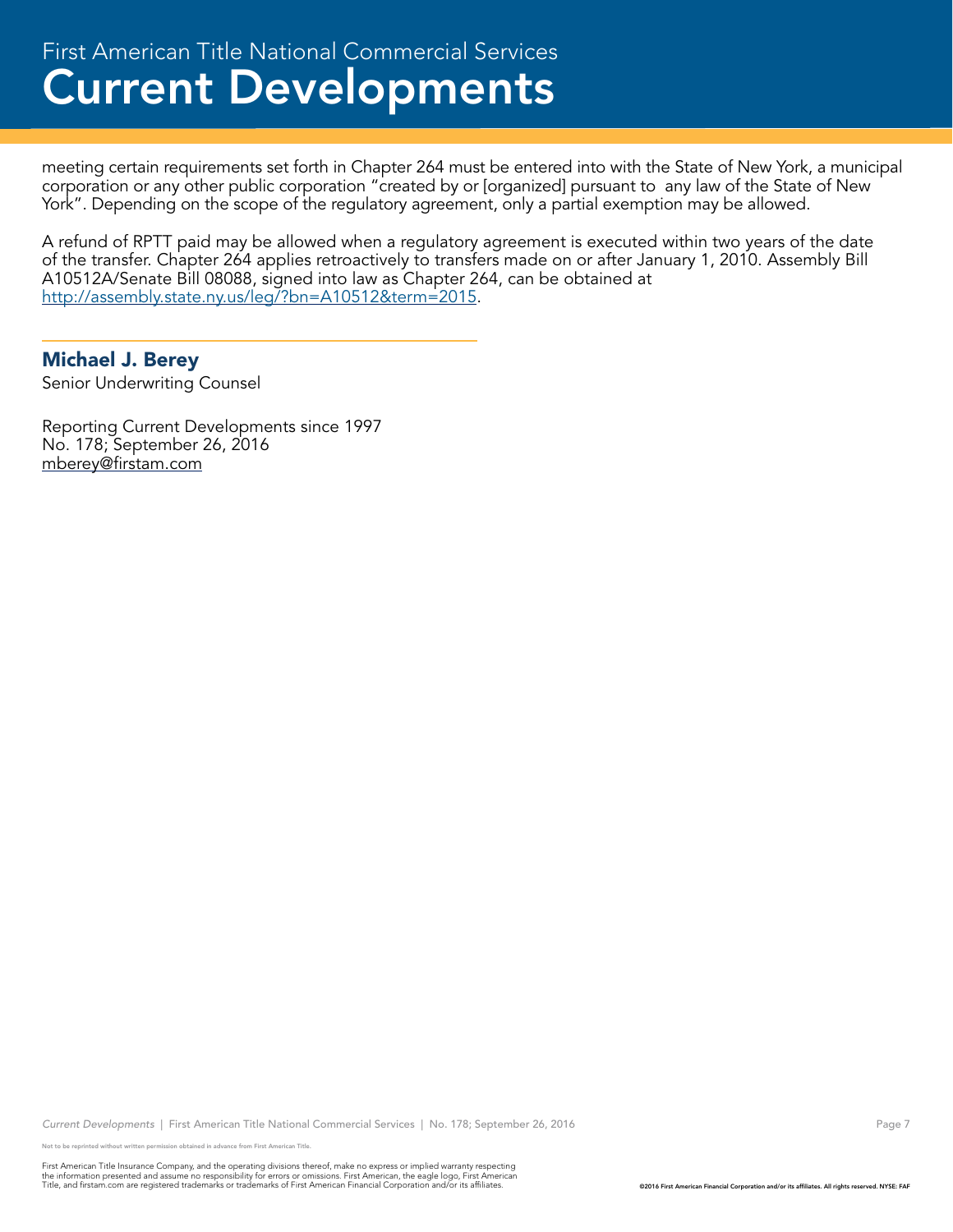meeting certain requirements set forth in Chapter 264 must be entered into with the State of New York, a municipal corporation or any other public corporation "created by or [organized] pursuant to any law of the State of New York". Depending on the scope of the regulatory agreement, only a partial exemption may be allowed.

A refund of RPTT paid may be allowed when a regulatory agreement is executed within two years of the date of the transfer. Chapter 264 applies retroactively to transfers made on or after January 1, 2010. Assembly Bill A10512A/Senate Bill 08088, signed into law as Chapter 264, can be obtained at http://assembly.state.ny.us/leg/?bn=A10512&term=2015.

---

**Michael J. Berey**
Senior Underwriting Counsel

Reporting Current Developments since 1997
No. 178; September 26, 2016
mberey@firstam.com

Not to be reprinted without written permission obtained in advance from First American Title.

First American Title Insurance Company, and the operating divisions thereof, make no express or implied warranty respecting the information presented and assume no responsibility for errors or omissions. First American, the eagle logo, First American Title, and firstam.com are registered trademarks or trademarks of First American Financial Corporation and/or its affiliates.

©2016 First American Financial Corporation and/or its affiliates. All rights reserved. NYSE: FAF